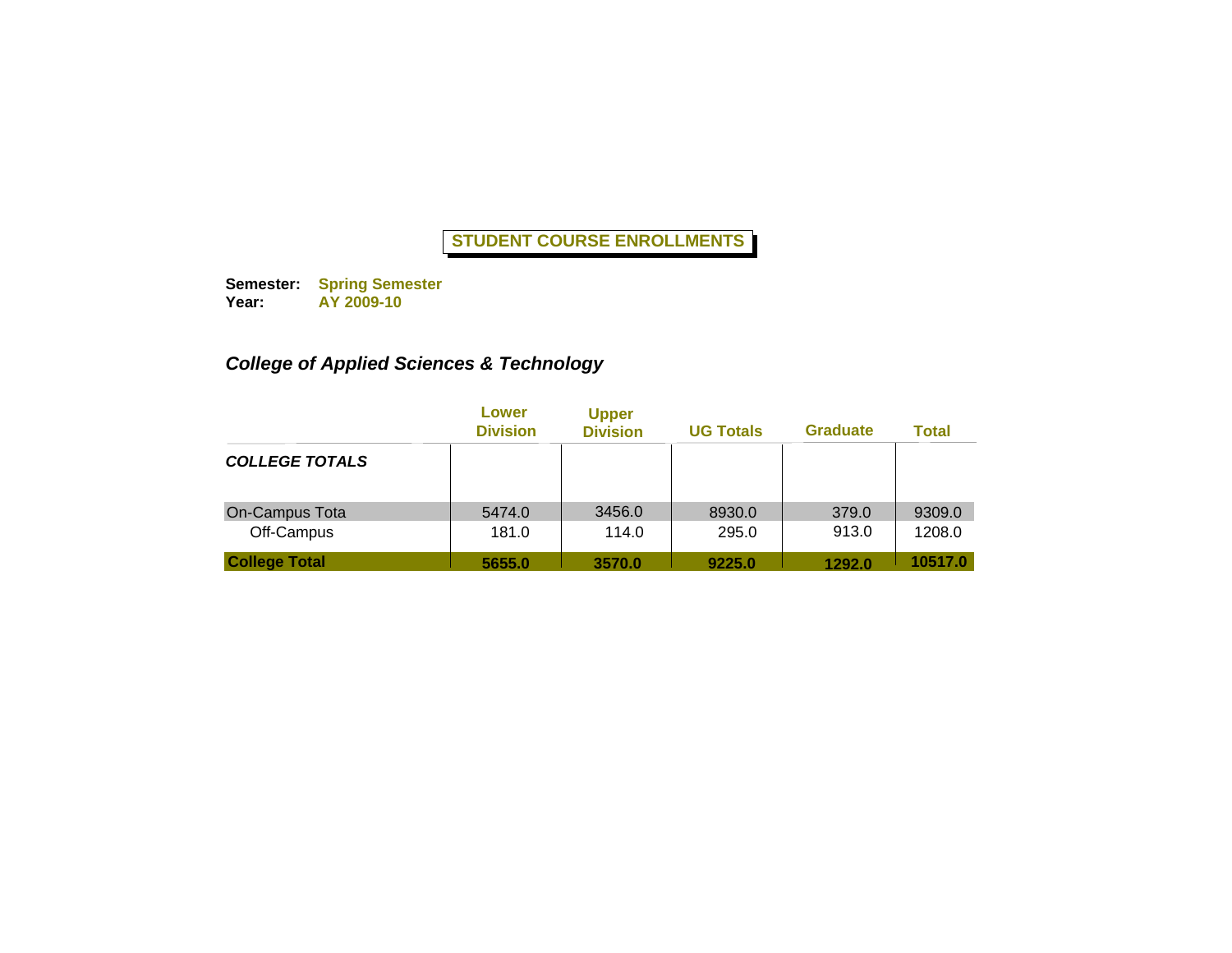# STUDENT COURSE ENROLLMENTS

**Semester:** **Spring Semester**
**Year:** **AY 2009-10**

## *College of Applied Sciences & Technology*

| | Lower Division | Upper Division | UG Totals | Graduate | Total |
|---|---|---|---|---|---|
| ***COLLEGE TOTALS*** | | | | | |
| On-Campus Tota | 5474.0 | 3456.0 | 8930.0 | 379.0 | 9309.0 |
| Off-Campus | 181.0 | 114.0 | 295.0 | 913.0 | 1208.0 |
| **College Total** | **5655.0** | **3570.0** | **9225.0** | **1292.0** | **10517.0** |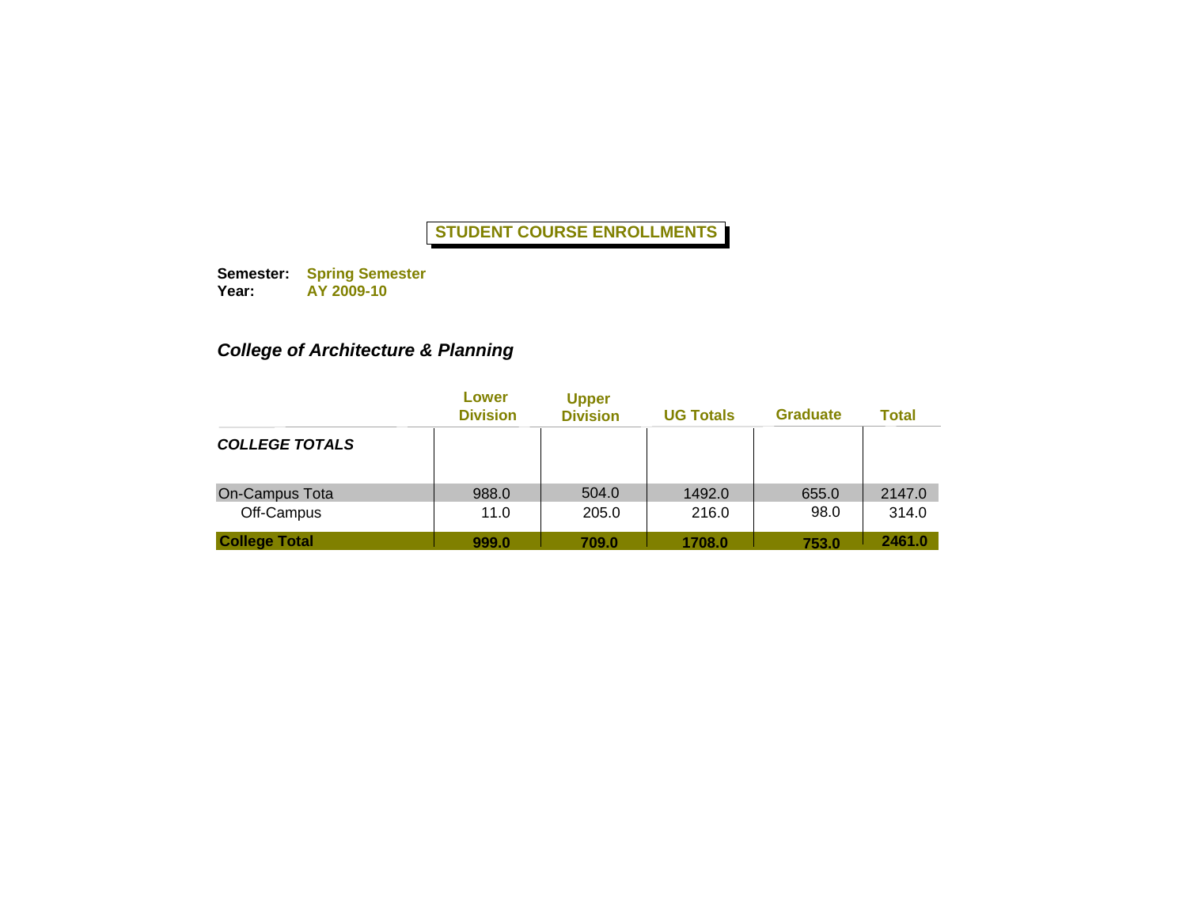**STUDENT COURSE ENROLLMENTS**

**Semester:** **Spring Semester**
**Year:** **AY 2009-10**

## *College of Architecture & Planning*

| | Lower Division | Upper Division | UG Totals | Graduate | Total |
|---|---|---|---|---|---|
| ***COLLEGE TOTALS*** | | | | | |
| On-Campus Tota | 988.0 | 504.0 | 1492.0 | 655.0 | 2147.0 |
| Off-Campus | 11.0 | 205.0 | 216.0 | 98.0 | 314.0 |
| **College Total** | **999.0** | **709.0** | **1708.0** | **753.0** | **2461.0** |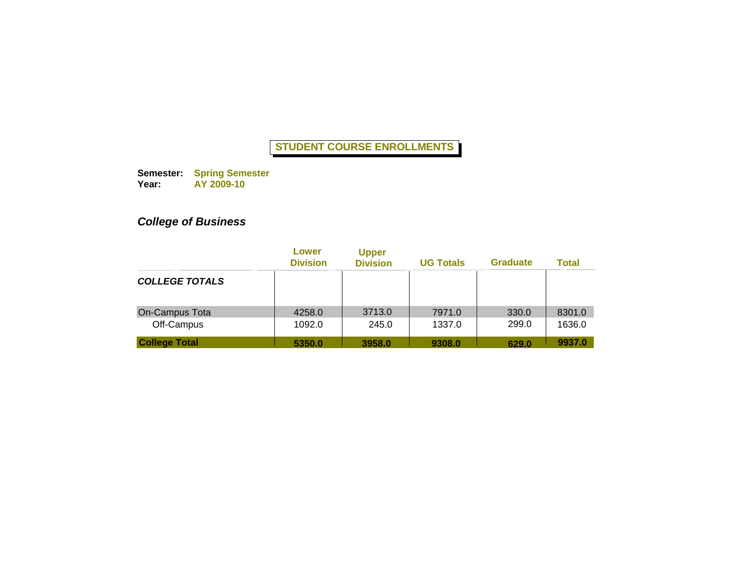# STUDENT COURSE ENROLLMENTS

**Semester:** **Spring Semester**
**Year:** **AY 2009-10**

## *College of Business*

| | Lower Division | Upper Division | UG Totals | Graduate | Total |
|---|---|---|---|---|---|
| ***COLLEGE TOTALS*** | | | | | |
| On-Campus Tota | 4258.0 | 3713.0 | 7971.0 | 330.0 | 8301.0 |
| Off-Campus | 1092.0 | 245.0 | 1337.0 | 299.0 | 1636.0 |
| **College Total** | **5350.0** | **3958.0** | **9308.0** | **629.0** | **9937.0** |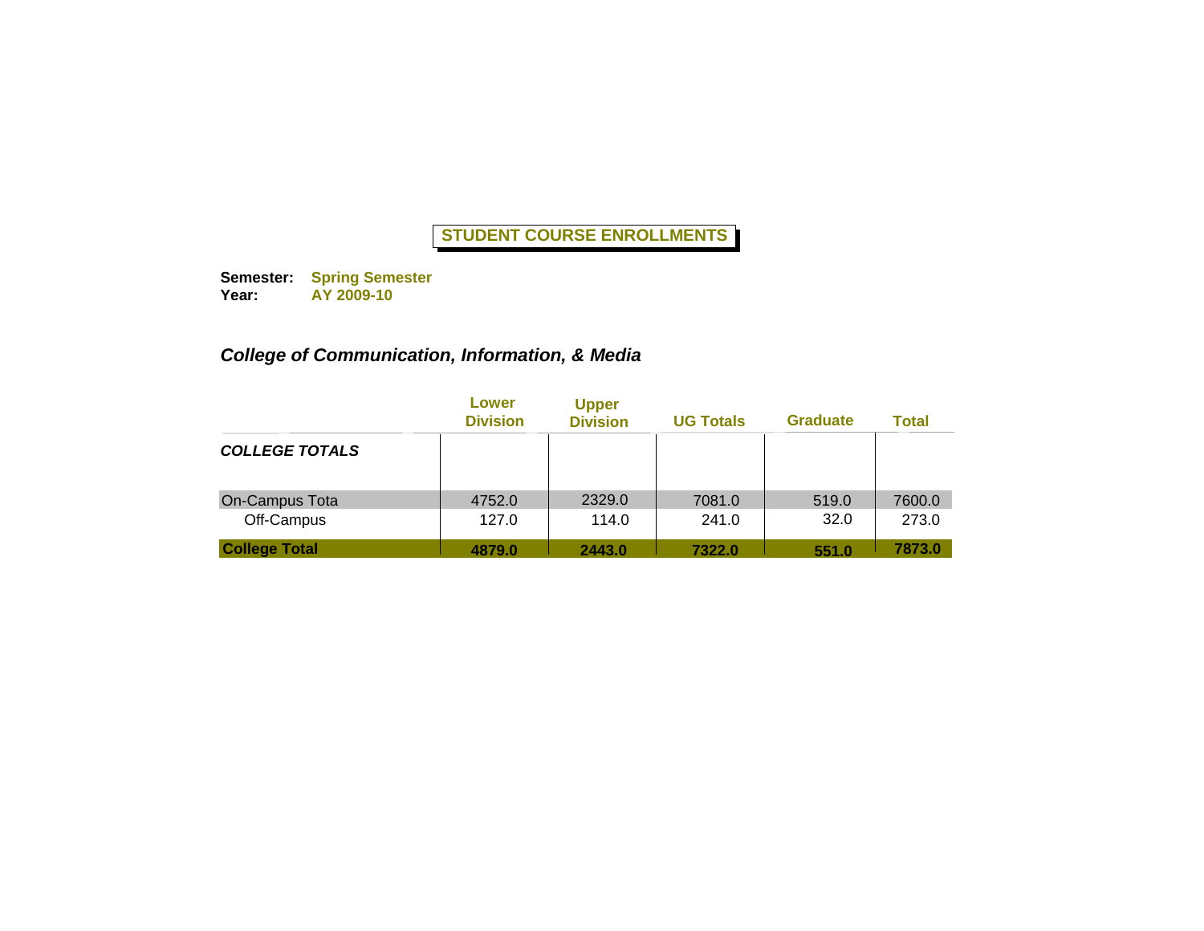## STUDENT COURSE ENROLLMENTS

**Semester:** **Spring Semester**
**Year:** **AY 2009-10**

### *College of Communication, Information, & Media*

| | Lower Division | Upper Division | UG Totals | Graduate | Total |
|---|---|---|---|---|---|
| ***COLLEGE TOTALS*** | | | | | |
| On-Campus Tota | 4752.0 | 2329.0 | 7081.0 | 519.0 | 7600.0 |
| Off-Campus | 127.0 | 114.0 | 241.0 | 32.0 | 273.0 |
| **College Total** | **4879.0** | **2443.0** | **7322.0** | **551.0** | **7873.0** |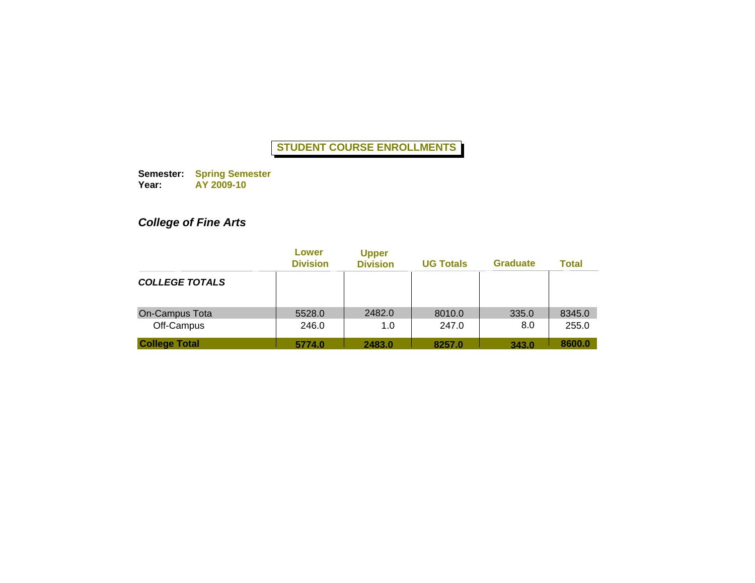## STUDENT COURSE ENROLLMENTS

**Semester:** **Spring Semester**
**Year:** **AY 2009-10**

### *College of Fine Arts*

| | Lower Division | Upper Division | UG Totals | Graduate | Total |
|---|---|---|---|---|---|
| ***COLLEGE TOTALS*** | | | | | |
| On-Campus Tota | 5528.0 | 2482.0 | 8010.0 | 335.0 | 8345.0 |
| Off-Campus | 246.0 | 1.0 | 247.0 | 8.0 | 255.0 |
| **College Total** | **5774.0** | **2483.0** | **8257.0** | **343.0** | **8600.0** |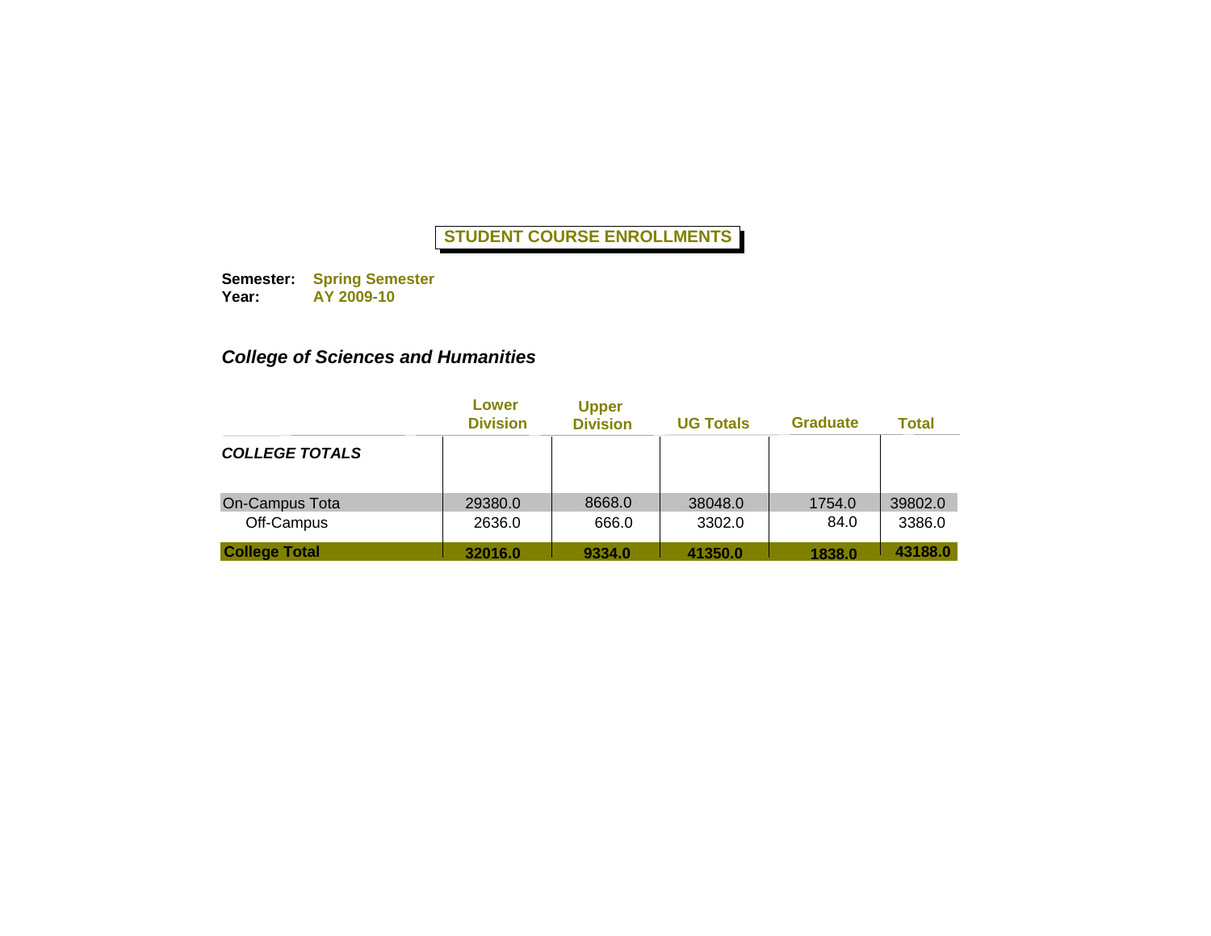# STUDENT COURSE ENROLLMENTS

**Semester:** **Spring Semester**
**Year:** **AY 2009-10**

## *College of Sciences and Humanities*

| | Lower Division | Upper Division | UG Totals | Graduate | Total |
|---|---|---|---|---|---|
| ***COLLEGE TOTALS*** | | | | | |
| On-Campus Tota | 29380.0 | 8668.0 | 38048.0 | 1754.0 | 39802.0 |
| Off-Campus | 2636.0 | 666.0 | 3302.0 | 84.0 | 3386.0 |
| **College Total** | **32016.0** | **9334.0** | **41350.0** | **1838.0** | **43188.0** |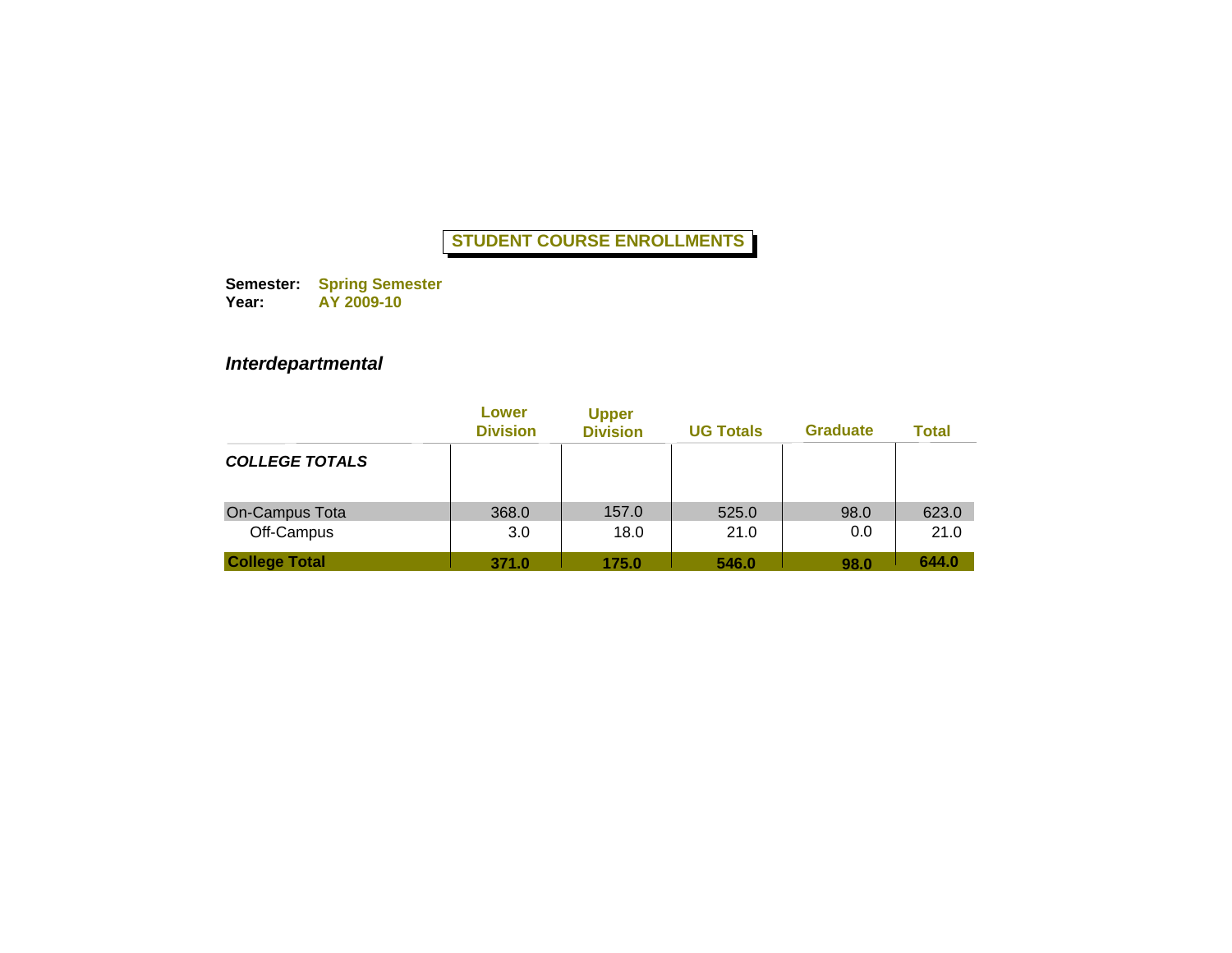**STUDENT COURSE ENROLLMENTS**

**Semester:** **Spring Semester**
**Year:** **AY 2009-10**

## *Interdepartmental*

| | Lower Division | Upper Division | UG Totals | Graduate | Total |
|---|---|---|---|---|---|
| ***COLLEGE TOTALS*** | | | | | |
| On-Campus Tota | 368.0 | 157.0 | 525.0 | 98.0 | 623.0 |
| Off-Campus | 3.0 | 18.0 | 21.0 | 0.0 | 21.0 |
| **College Total** | **371.0** | **175.0** | **546.0** | **98.0** | **644.0** |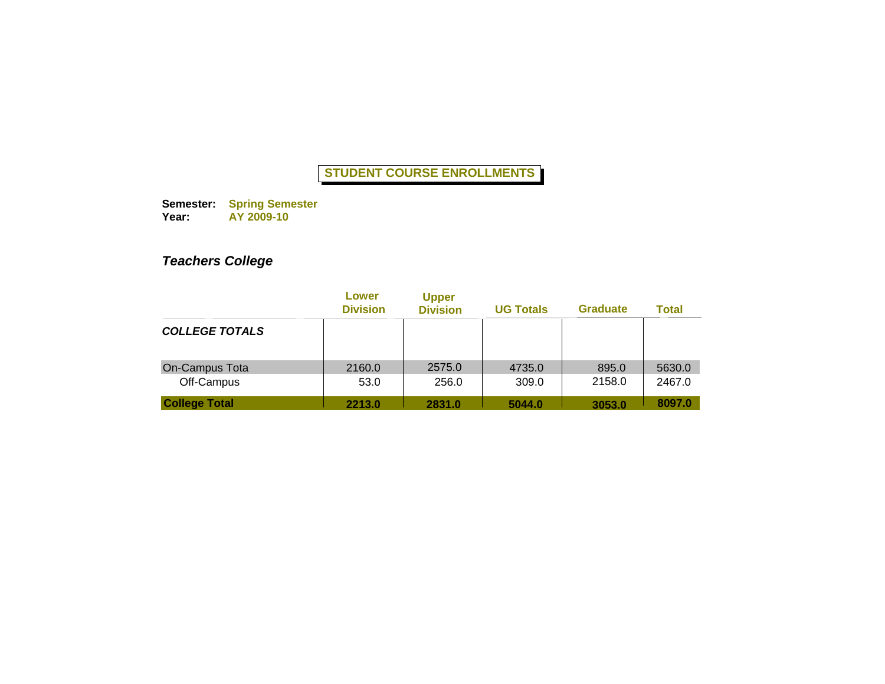**STUDENT COURSE ENROLLMENTS**

**Semester:** **Spring Semester**
**Year:** **AY 2009-10**

## *Teachers College*

| | Lower Division | Upper Division | UG Totals | Graduate | Total |
|---|---|---|---|---|---|
| ***COLLEGE TOTALS*** | | | | | |
| On-Campus Tota | 2160.0 | 2575.0 | 4735.0 | 895.0 | 5630.0 |
| Off-Campus | 53.0 | 256.0 | 309.0 | 2158.0 | 2467.0 |
| **College Total** | **2213.0** | **2831.0** | **5044.0** | **3053.0** | **8097.0** |